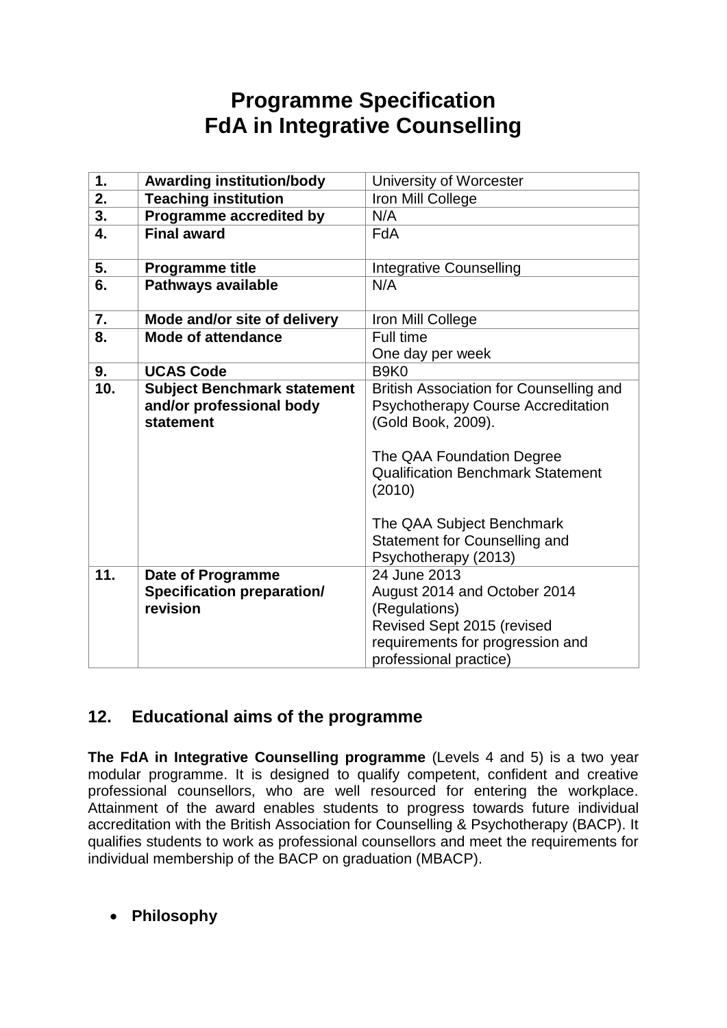# Programme Specification
# FdA in Integrative Counselling

| | | |
|---|---|---|
| **1.** | **Awarding institution/body** | University of Worcester |
| **2.** | **Teaching institution** | Iron Mill College |
| **3.** | **Programme accredited by** | N/A |
| **4.** | **Final award** | FdA |
| **5.** | **Programme title** | Integrative Counselling |
| **6.** | **Pathways available** | N/A |
| **7.** | **Mode and/or site of delivery** | Iron Mill College |
| **8.** | **Mode of attendance** | Full time<br>One day per week |
| **9.** | **UCAS Code** | B9K0 |
| **10.** | **Subject Benchmark statement and/or professional body statement** | British Association for Counselling and Psychotherapy Course Accreditation (Gold Book, 2009).<br><br>The QAA Foundation Degree Qualification Benchmark Statement (2010)<br><br>The QAA Subject Benchmark Statement for Counselling and Psychotherapy (2013) |
| **11.** | **Date of Programme Specification preparation/ revision** | 24 June 2013<br>August 2014 and October 2014 (Regulations)<br>Revised Sept 2015 (revised requirements for progression and professional practice) |

## 12. Educational aims of the programme

**The FdA in Integrative Counselling programme** (Levels 4 and 5) is a two year modular programme. It is designed to qualify competent, confident and creative professional counsellors, who are well resourced for entering the workplace. Attainment of the award enables students to progress towards future individual accreditation with the British Association for Counselling & Psychotherapy (BACP). It qualifies students to work as professional counsellors and meet the requirements for individual membership of the BACP on graduation (MBACP).

- **Philosophy**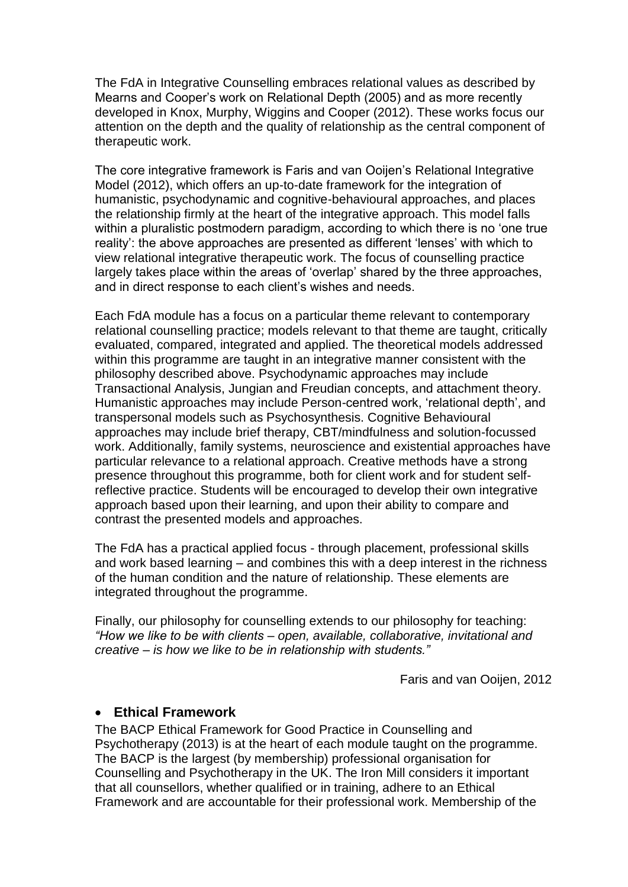The FdA in Integrative Counselling embraces relational values as described by Mearns and Cooper's work on Relational Depth (2005) and as more recently developed in Knox, Murphy, Wiggins and Cooper (2012). These works focus our attention on the depth and the quality of relationship as the central component of therapeutic work.

The core integrative framework is Faris and van Ooijen's Relational Integrative Model (2012), which offers an up-to-date framework for the integration of humanistic, psychodynamic and cognitive-behavioural approaches, and places the relationship firmly at the heart of the integrative approach. This model falls within a pluralistic postmodern paradigm, according to which there is no 'one true reality': the above approaches are presented as different 'lenses' with which to view relational integrative therapeutic work. The focus of counselling practice largely takes place within the areas of 'overlap' shared by the three approaches, and in direct response to each client's wishes and needs.

Each FdA module has a focus on a particular theme relevant to contemporary relational counselling practice; models relevant to that theme are taught, critically evaluated, compared, integrated and applied. The theoretical models addressed within this programme are taught in an integrative manner consistent with the philosophy described above. Psychodynamic approaches may include Transactional Analysis, Jungian and Freudian concepts, and attachment theory. Humanistic approaches may include Person-centred work, 'relational depth', and transpersonal models such as Psychosynthesis. Cognitive Behavioural approaches may include brief therapy, CBT/mindfulness and solution-focussed work. Additionally, family systems, neuroscience and existential approaches have particular relevance to a relational approach. Creative methods have a strong presence throughout this programme, both for client work and for student self-reflective practice. Students will be encouraged to develop their own integrative approach based upon their learning, and upon their ability to compare and contrast the presented models and approaches.

The FdA has a practical applied focus - through placement, professional skills and work based learning – and combines this with a deep interest in the richness of the human condition and the nature of relationship. These elements are integrated throughout the programme.

Finally, our philosophy for counselling extends to our philosophy for teaching: *"How we like to be with clients – open, available, collaborative, invitational and creative – is how we like to be in relationship with students."*

Faris and van Ooijen, 2012

- **Ethical Framework**

The BACP Ethical Framework for Good Practice in Counselling and Psychotherapy (2013) is at the heart of each module taught on the programme. The BACP is the largest (by membership) professional organisation for Counselling and Psychotherapy in the UK. The Iron Mill considers it important that all counsellors, whether qualified or in training, adhere to an Ethical Framework and are accountable for their professional work. Membership of the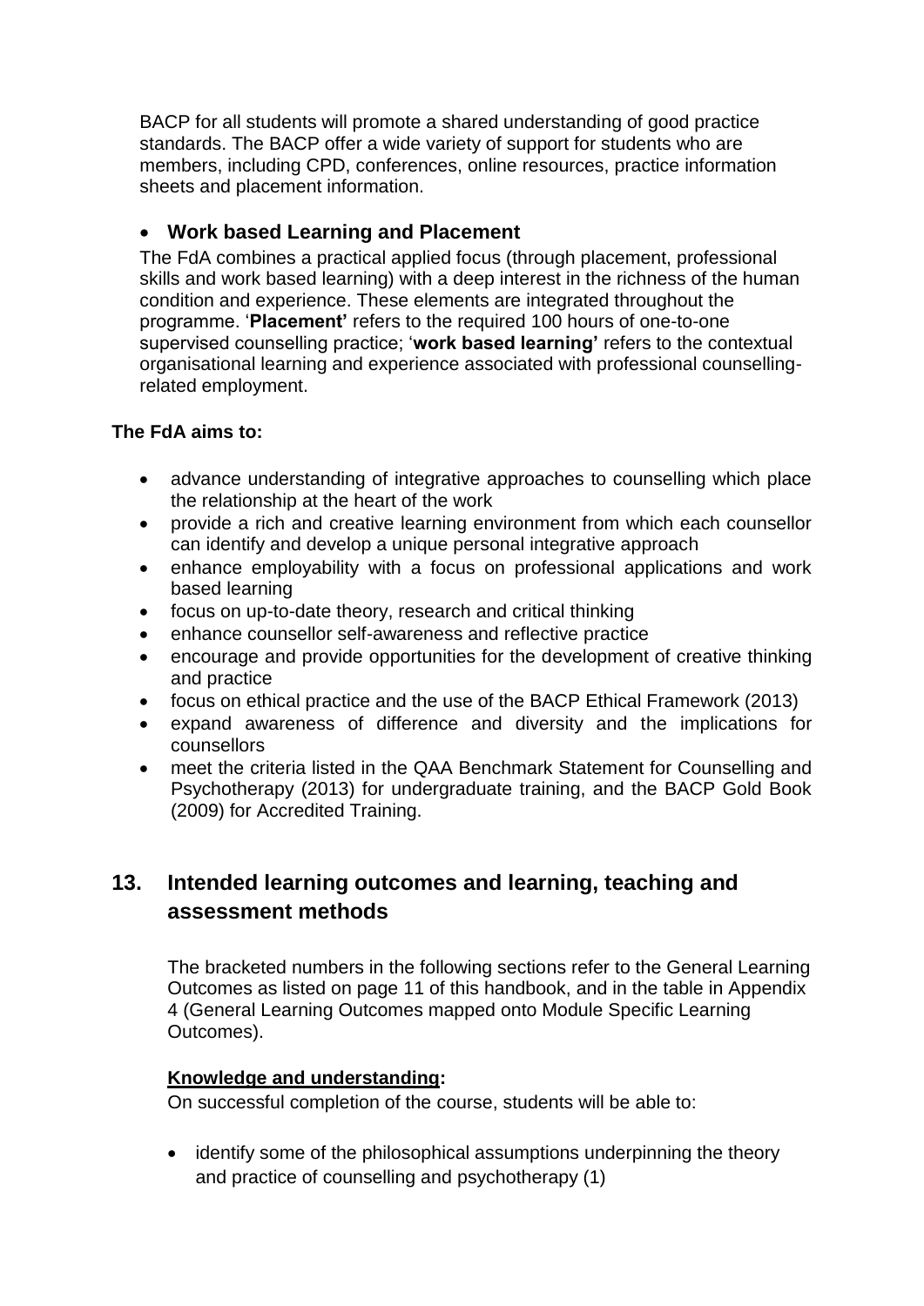BACP for all students will promote a shared understanding of good practice standards. The BACP offer a wide variety of support for students who are members, including CPD, conferences, online resources, practice information sheets and placement information.

- **Work based Learning and Placement**

The FdA combines a practical applied focus (through placement, professional skills and work based learning) with a deep interest in the richness of the human condition and experience. These elements are integrated throughout the programme. '**Placement'** refers to the required 100 hours of one-to-one supervised counselling practice; '**work based learning'** refers to the contextual organisational learning and experience associated with professional counselling-related employment.

**The FdA aims to:**

- advance understanding of integrative approaches to counselling which place the relationship at the heart of the work
- provide a rich and creative learning environment from which each counsellor can identify and develop a unique personal integrative approach
- enhance employability with a focus on professional applications and work based learning
- focus on up-to-date theory, research and critical thinking
- enhance counsellor self-awareness and reflective practice
- encourage and provide opportunities for the development of creative thinking and practice
- focus on ethical practice and the use of the BACP Ethical Framework (2013)
- expand awareness of difference and diversity and the implications for counsellors
- meet the criteria listed in the QAA Benchmark Statement for Counselling and Psychotherapy (2013) for undergraduate training, and the BACP Gold Book (2009) for Accredited Training.

## 13. Intended learning outcomes and learning, teaching and assessment methods

The bracketed numbers in the following sections refer to the General Learning Outcomes as listed on page 11 of this handbook, and in the table in Appendix 4 (General Learning Outcomes mapped onto Module Specific Learning Outcomes).

**<u>Knowledge and understanding</u>:**

On successful completion of the course, students will be able to:

- identify some of the philosophical assumptions underpinning the theory and practice of counselling and psychotherapy (1)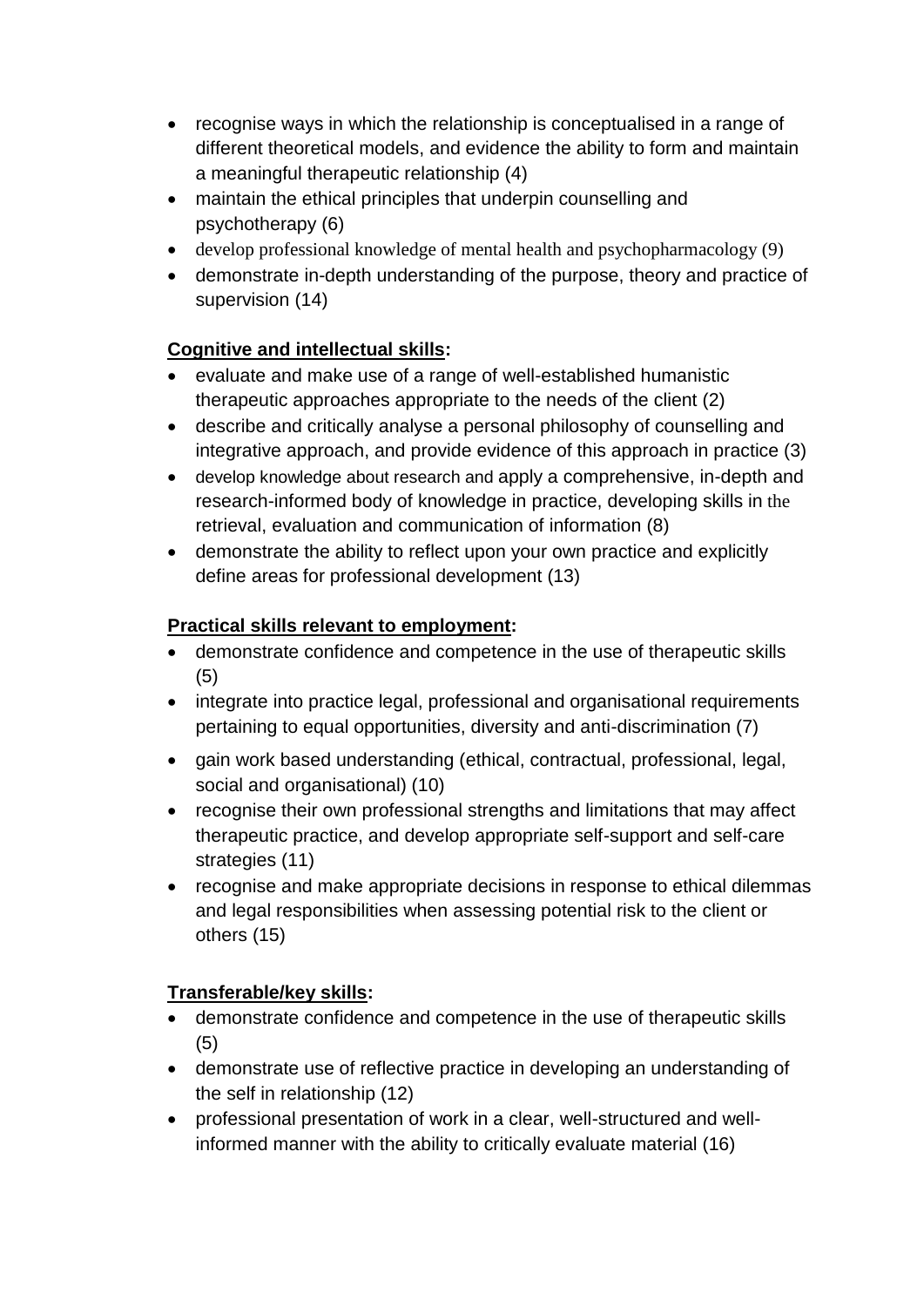- recognise ways in which the relationship is conceptualised in a range of different theoretical models, and evidence the ability to form and maintain a meaningful therapeutic relationship (4)
- maintain the ethical principles that underpin counselling and psychotherapy (6)
- develop professional knowledge of mental health and psychopharmacology (9)
- demonstrate in-depth understanding of the purpose, theory and practice of supervision (14)

**Cognitive and intellectual skills:**

- evaluate and make use of a range of well-established humanistic therapeutic approaches appropriate to the needs of the client (2)
- describe and critically analyse a personal philosophy of counselling and integrative approach, and provide evidence of this approach in practice (3)
- develop knowledge about research and apply a comprehensive, in-depth and research-informed body of knowledge in practice, developing skills in the retrieval, evaluation and communication of information (8)
- demonstrate the ability to reflect upon your own practice and explicitly define areas for professional development (13)

**Practical skills relevant to employment:**

- demonstrate confidence and competence in the use of therapeutic skills (5)
- integrate into practice legal, professional and organisational requirements pertaining to equal opportunities, diversity and anti-discrimination (7)
- gain work based understanding (ethical, contractual, professional, legal, social and organisational) (10)
- recognise their own professional strengths and limitations that may affect therapeutic practice, and develop appropriate self-support and self-care strategies (11)
- recognise and make appropriate decisions in response to ethical dilemmas and legal responsibilities when assessing potential risk to the client or others (15)

**Transferable/key skills:**

- demonstrate confidence and competence in the use of therapeutic skills (5)
- demonstrate use of reflective practice in developing an understanding of the self in relationship (12)
- professional presentation of work in a clear, well-structured and well-informed manner with the ability to critically evaluate material (16)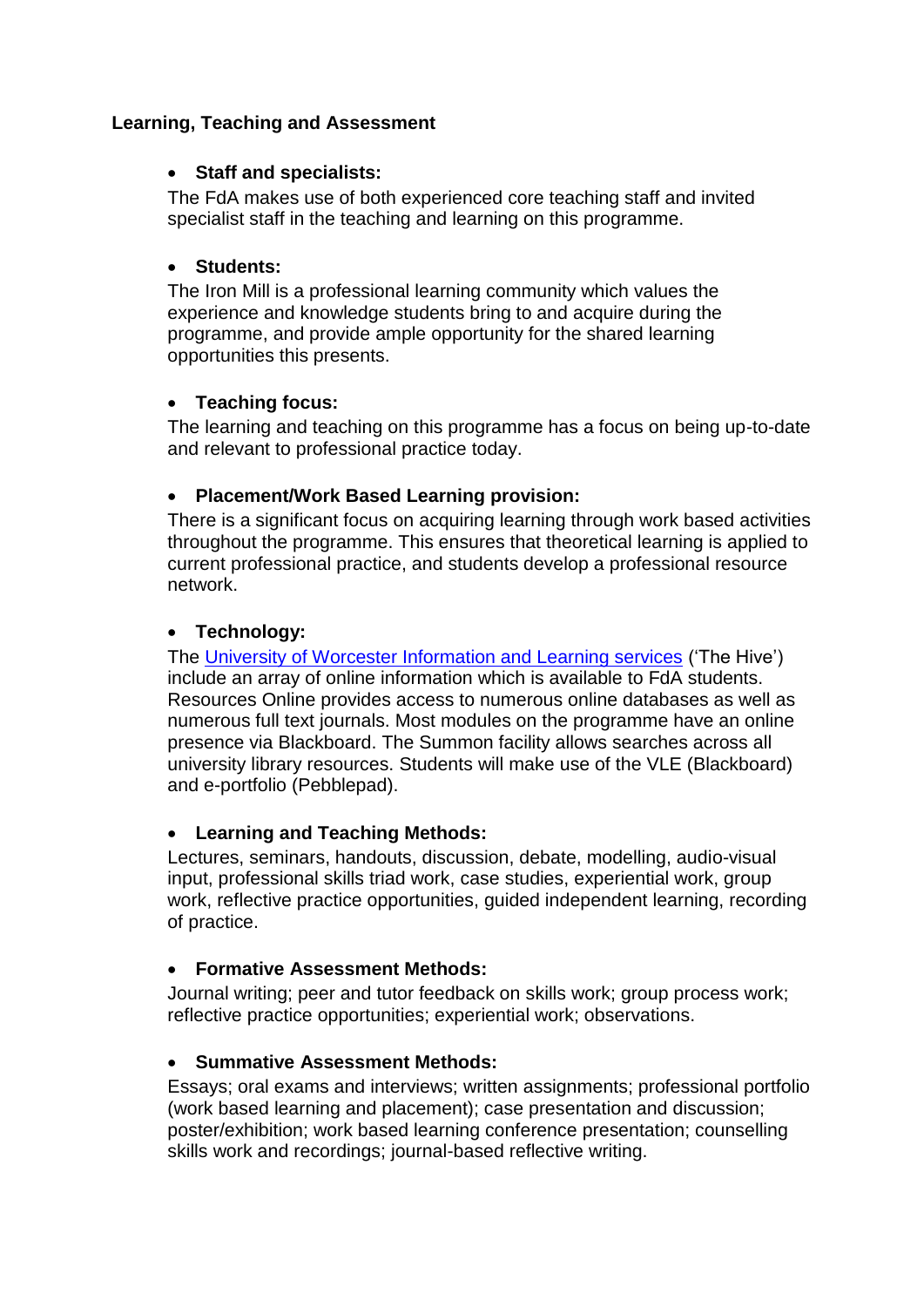**Learning, Teaching and Assessment**

- **Staff and specialists:**

  The FdA makes use of both experienced core teaching staff and invited specialist staff in the teaching and learning on this programme.

- **Students:**

  The Iron Mill is a professional learning community which values the experience and knowledge students bring to and acquire during the programme, and provide ample opportunity for the shared learning opportunities this presents.

- **Teaching focus:**

  The learning and teaching on this programme has a focus on being up-to-date and relevant to professional practice today.

- **Placement/Work Based Learning provision:**

  There is a significant focus on acquiring learning through work based activities throughout the programme. This ensures that theoretical learning is applied to current professional practice, and students develop a professional resource network.

- **Technology:**

  The University of Worcester Information and Learning services ('The Hive') include an array of online information which is available to FdA students. Resources Online provides access to numerous online databases as well as numerous full text journals. Most modules on the programme have an online presence via Blackboard. The Summon facility allows searches across all university library resources. Students will make use of the VLE (Blackboard) and e-portfolio (Pebblepad).

- **Learning and Teaching Methods:**

  Lectures, seminars, handouts, discussion, debate, modelling, audio-visual input, professional skills triad work, case studies, experiential work, group work, reflective practice opportunities, guided independent learning, recording of practice.

- **Formative Assessment Methods:**

  Journal writing; peer and tutor feedback on skills work; group process work; reflective practice opportunities; experiential work; observations.

- **Summative Assessment Methods:**

  Essays; oral exams and interviews; written assignments; professional portfolio (work based learning and placement); case presentation and discussion; poster/exhibition; work based learning conference presentation; counselling skills work and recordings; journal-based reflective writing.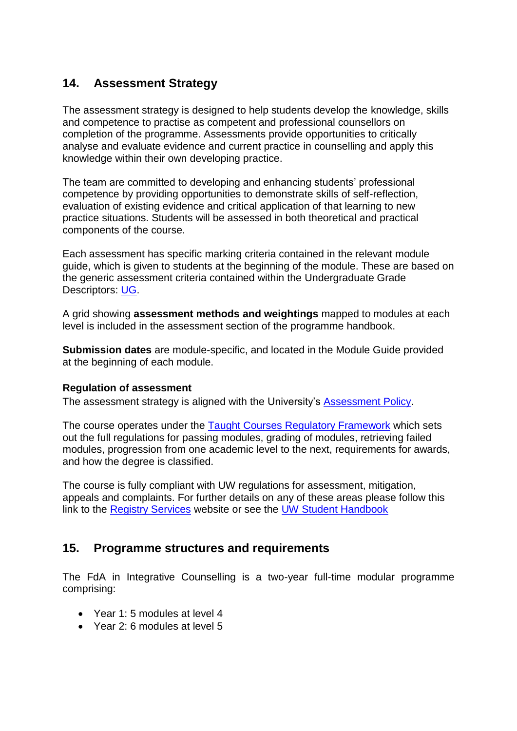## 14. Assessment Strategy

The assessment strategy is designed to help students develop the knowledge, skills and competence to practise as competent and professional counsellors on completion of the programme. Assessments provide opportunities to critically analyse and evaluate evidence and current practice in counselling and apply this knowledge within their own developing practice.

The team are committed to developing and enhancing students' professional competence by providing opportunities to demonstrate skills of self-reflection, evaluation of existing evidence and critical application of that learning to new practice situations. Students will be assessed in both theoretical and practical components of the course.

Each assessment has specific marking criteria contained in the relevant module guide, which is given to students at the beginning of the module. These are based on the generic assessment criteria contained within the Undergraduate Grade Descriptors: UG.

A grid showing **assessment methods and weightings** mapped to modules at each level is included in the assessment section of the programme handbook.

**Submission dates** are module-specific, and located in the Module Guide provided at the beginning of each module.

### Regulation of assessment

The assessment strategy is aligned with the University's Assessment Policy.

The course operates under the Taught Courses Regulatory Framework which sets out the full regulations for passing modules, grading of modules, retrieving failed modules, progression from one academic level to the next, requirements for awards, and how the degree is classified.

The course is fully compliant with UW regulations for assessment, mitigation, appeals and complaints. For further details on any of these areas please follow this link to the Registry Services website or see the UW Student Handbook

## 15. Programme structures and requirements

The FdA in Integrative Counselling is a two-year full-time modular programme comprising:

- Year 1: 5 modules at level 4
- Year 2: 6 modules at level 5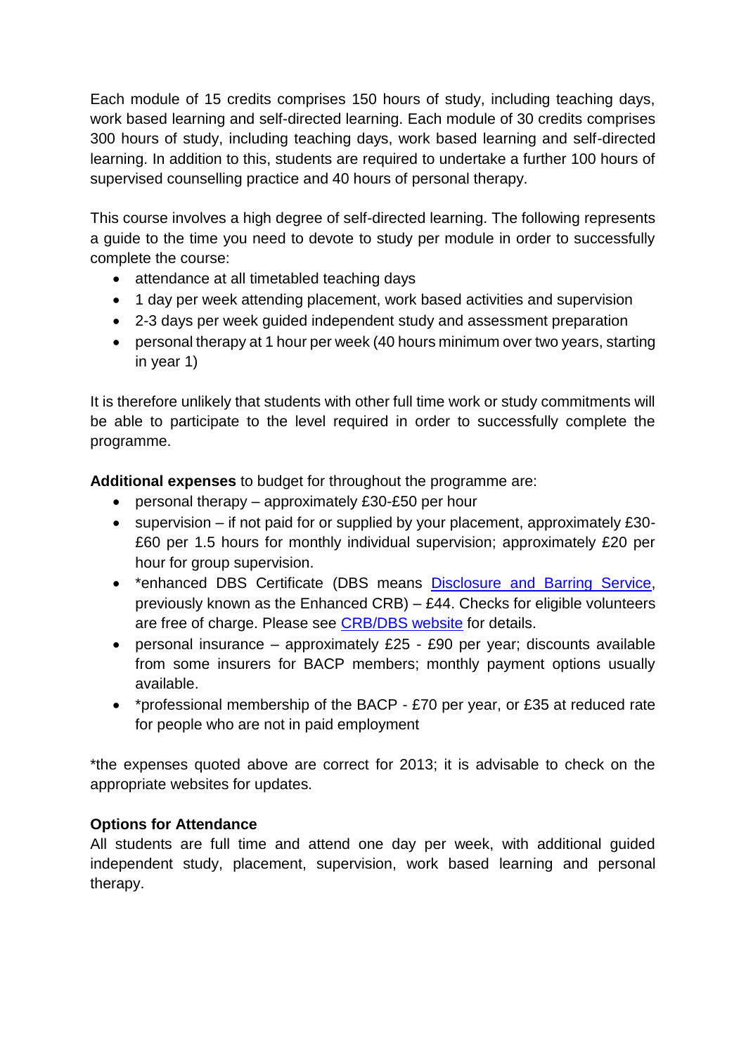Each module of 15 credits comprises 150 hours of study, including teaching days, work based learning and self-directed learning. Each module of 30 credits comprises 300 hours of study, including teaching days, work based learning and self-directed learning. In addition to this, students are required to undertake a further 100 hours of supervised counselling practice and 40 hours of personal therapy.

This course involves a high degree of self-directed learning. The following represents a guide to the time you need to devote to study per module in order to successfully complete the course:

- attendance at all timetabled teaching days
- 1 day per week attending placement, work based activities and supervision
- 2-3 days per week guided independent study and assessment preparation
- personal therapy at 1 hour per week (40 hours minimum over two years, starting in year 1)

It is therefore unlikely that students with other full time work or study commitments will be able to participate to the level required in order to successfully complete the programme.

**Additional expenses** to budget for throughout the programme are:

- personal therapy – approximately £30-£50 per hour
- supervision – if not paid for or supplied by your placement, approximately £30-£60 per 1.5 hours for monthly individual supervision; approximately £20 per hour for group supervision.
- *enhanced DBS Certificate (DBS means Disclosure and Barring Service, previously known as the Enhanced CRB) – £44. Checks for eligible volunteers are free of charge. Please see CRB/DBS website for details.
- personal insurance – approximately £25 - £90 per year; discounts available from some insurers for BACP members; monthly payment options usually available.
- *professional membership of the BACP - £70 per year, or £35 at reduced rate for people who are not in paid employment

*the expenses quoted above are correct for 2013; it is advisable to check on the appropriate websites for updates.

**Options for Attendance**

All students are full time and attend one day per week, with additional guided independent study, placement, supervision, work based learning and personal therapy.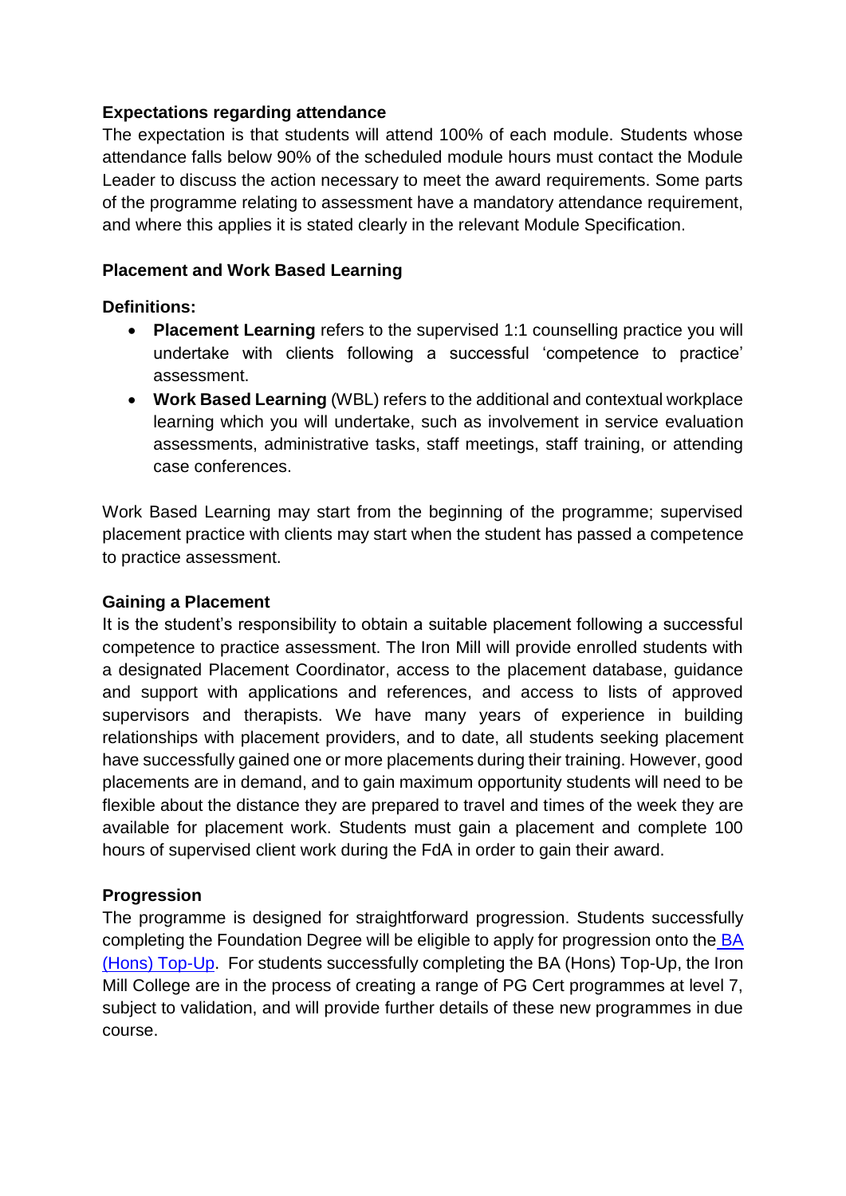**Expectations regarding attendance**

The expectation is that students will attend 100% of each module. Students whose attendance falls below 90% of the scheduled module hours must contact the Module Leader to discuss the action necessary to meet the award requirements. Some parts of the programme relating to assessment have a mandatory attendance requirement, and where this applies it is stated clearly in the relevant Module Specification.

**Placement and Work Based Learning**

**Definitions:**

- **Placement Learning** refers to the supervised 1:1 counselling practice you will undertake with clients following a successful 'competence to practice' assessment.
- **Work Based Learning** (WBL) refers to the additional and contextual workplace learning which you will undertake, such as involvement in service evaluation assessments, administrative tasks, staff meetings, staff training, or attending case conferences.

Work Based Learning may start from the beginning of the programme; supervised placement practice with clients may start when the student has passed a competence to practice assessment.

**Gaining a Placement**

It is the student's responsibility to obtain a suitable placement following a successful competence to practice assessment. The Iron Mill will provide enrolled students with a designated Placement Coordinator, access to the placement database, guidance and support with applications and references, and access to lists of approved supervisors and therapists. We have many years of experience in building relationships with placement providers, and to date, all students seeking placement have successfully gained one or more placements during their training. However, good placements are in demand, and to gain maximum opportunity students will need to be flexible about the distance they are prepared to travel and times of the week they are available for placement work. Students must gain a placement and complete 100 hours of supervised client work during the FdA in order to gain their award.

**Progression**

The programme is designed for straightforward progression. Students successfully completing the Foundation Degree will be eligible to apply for progression onto the BA (Hons) Top-Up. For students successfully completing the BA (Hons) Top-Up, the Iron Mill College are in the process of creating a range of PG Cert programmes at level 7, subject to validation, and will provide further details of these new programmes in due course.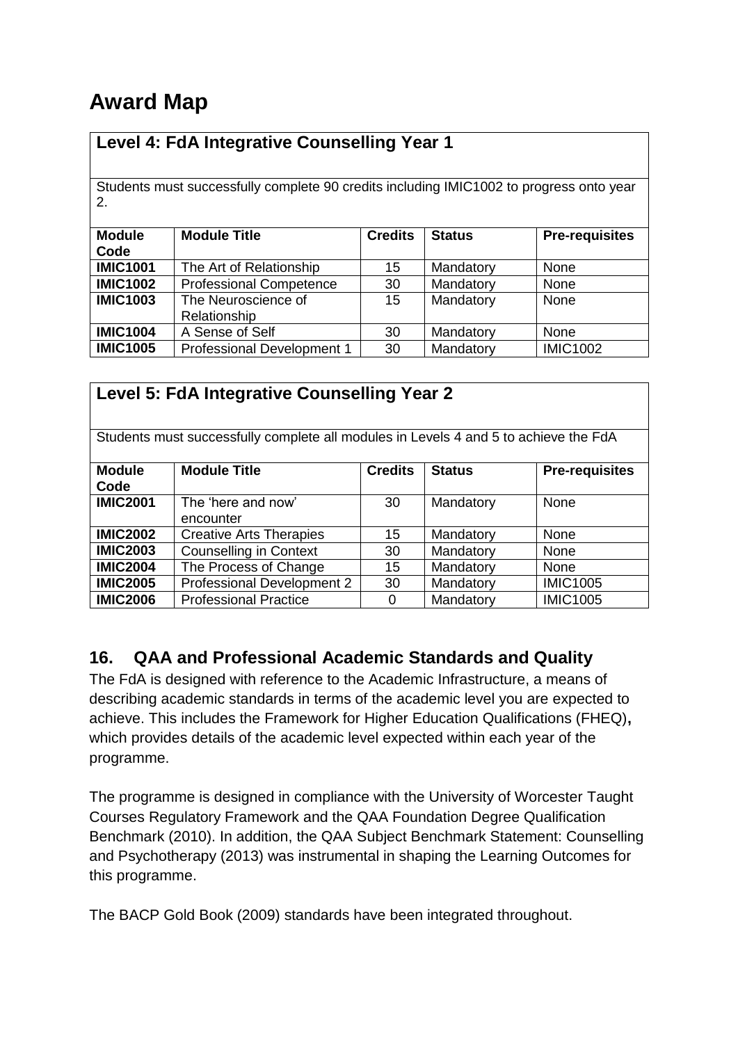# Award Map

| **Level 4: FdA Integrative Counselling Year 1** | | | | |
|---|---|---|---|---|
| Students must successfully complete 90 credits including IMIC1002 to progress onto year 2. | | | | |
| **Module Code** | **Module Title** | **Credits** | **Status** | **Pre-requisites** |
| **IMIC1001** | The Art of Relationship | 15 | Mandatory | None |
| **IMIC1002** | Professional Competence | 30 | Mandatory | None |
| **IMIC1003** | The Neuroscience of Relationship | 15 | Mandatory | None |
| **IMIC1004** | A Sense of Self | 30 | Mandatory | None |
| **IMIC1005** | Professional Development 1 | 30 | Mandatory | IMIC1002 |

| **Level 5: FdA Integrative Counselling Year 2** | | | | |
|---|---|---|---|---|
| Students must successfully complete all modules in Levels 4 and 5 to achieve the FdA | | | | |
| **Module Code** | **Module Title** | **Credits** | **Status** | **Pre-requisites** |
| **IMIC2001** | The 'here and now' encounter | 30 | Mandatory | None |
| **IMIC2002** | Creative Arts Therapies | 15 | Mandatory | None |
| **IMIC2003** | Counselling in Context | 30 | Mandatory | None |
| **IMIC2004** | The Process of Change | 15 | Mandatory | None |
| **IMIC2005** | Professional Development 2 | 30 | Mandatory | IMIC1005 |
| **IMIC2006** | Professional Practice | 0 | Mandatory | IMIC1005 |

## 16. QAA and Professional Academic Standards and Quality

The FdA is designed with reference to the Academic Infrastructure, a means of describing academic standards in terms of the academic level you are expected to achieve. This includes the Framework for Higher Education Qualifications (FHEQ)**,** which provides details of the academic level expected within each year of the programme.

The programme is designed in compliance with the University of Worcester Taught Courses Regulatory Framework and the QAA Foundation Degree Qualification Benchmark (2010). In addition, the QAA Subject Benchmark Statement: Counselling and Psychotherapy (2013) was instrumental in shaping the Learning Outcomes for this programme.

The BACP Gold Book (2009) standards have been integrated throughout.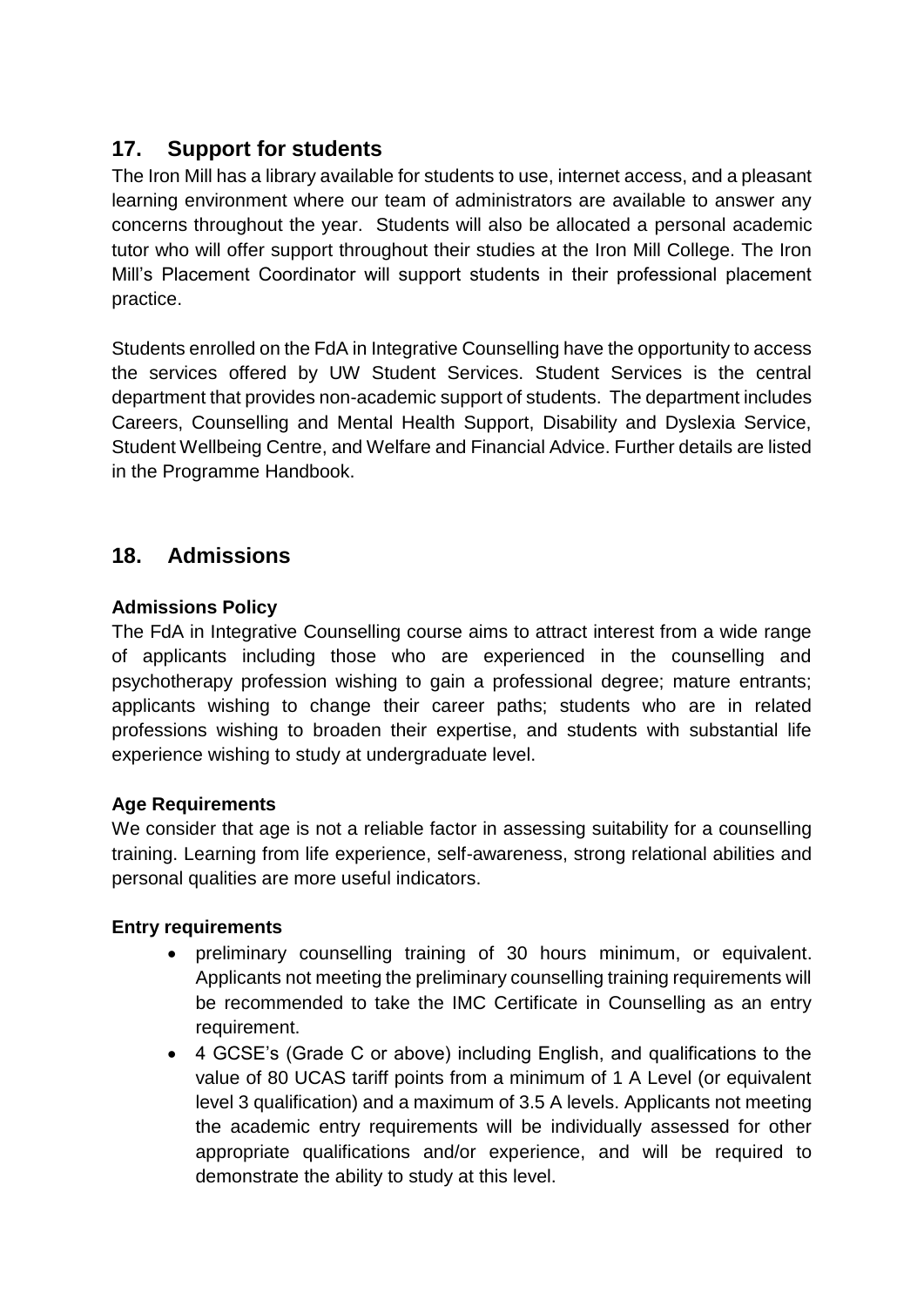## 17. Support for students

The Iron Mill has a library available for students to use, internet access, and a pleasant learning environment where our team of administrators are available to answer any concerns throughout the year. Students will also be allocated a personal academic tutor who will offer support throughout their studies at the Iron Mill College. The Iron Mill's Placement Coordinator will support students in their professional placement practice.

Students enrolled on the FdA in Integrative Counselling have the opportunity to access the services offered by UW Student Services. Student Services is the central department that provides non-academic support of students. The department includes Careers, Counselling and Mental Health Support, Disability and Dyslexia Service, Student Wellbeing Centre, and Welfare and Financial Advice. Further details are listed in the Programme Handbook.

## 18. Admissions

**Admissions Policy**

The FdA in Integrative Counselling course aims to attract interest from a wide range of applicants including those who are experienced in the counselling and psychotherapy profession wishing to gain a professional degree; mature entrants; applicants wishing to change their career paths; students who are in related professions wishing to broaden their expertise, and students with substantial life experience wishing to study at undergraduate level.

**Age Requirements**

We consider that age is not a reliable factor in assessing suitability for a counselling training. Learning from life experience, self-awareness, strong relational abilities and personal qualities are more useful indicators.

**Entry requirements**

- preliminary counselling training of 30 hours minimum, or equivalent. Applicants not meeting the preliminary counselling training requirements will be recommended to take the IMC Certificate in Counselling as an entry requirement.
- 4 GCSE's (Grade C or above) including English, and qualifications to the value of 80 UCAS tariff points from a minimum of 1 A Level (or equivalent level 3 qualification) and a maximum of 3.5 A levels. Applicants not meeting the academic entry requirements will be individually assessed for other appropriate qualifications and/or experience, and will be required to demonstrate the ability to study at this level.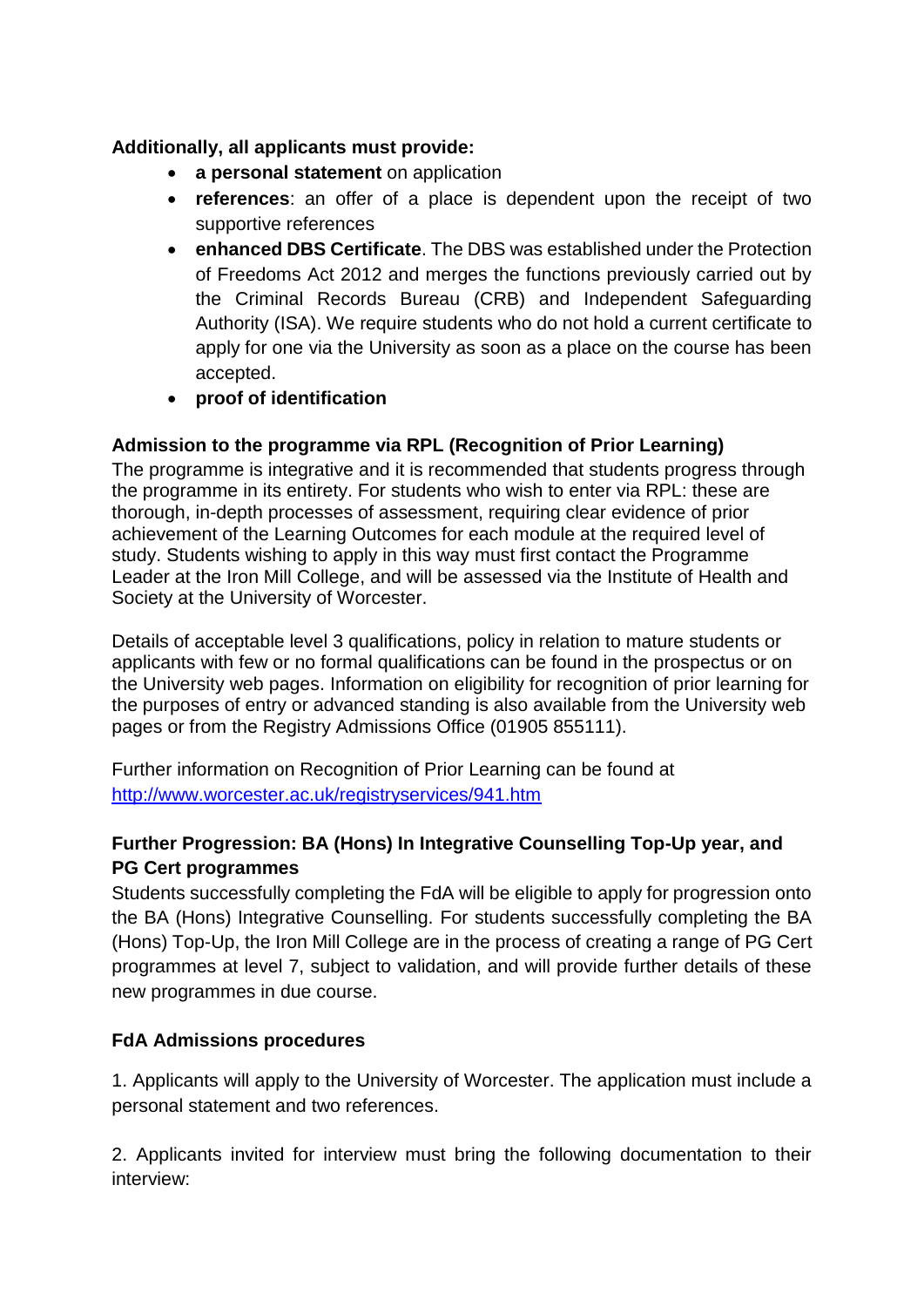**Additionally, all applicants must provide:**

- **a personal statement** on application
- **references**: an offer of a place is dependent upon the receipt of two supportive references
- **enhanced DBS Certificate**. The DBS was established under the Protection of Freedoms Act 2012 and merges the functions previously carried out by the Criminal Records Bureau (CRB) and Independent Safeguarding Authority (ISA). We require students who do not hold a current certificate to apply for one via the University as soon as a place on the course has been accepted.
- **proof of identification**

**Admission to the programme via RPL (Recognition of Prior Learning)**

The programme is integrative and it is recommended that students progress through the programme in its entirety. For students who wish to enter via RPL: these are thorough, in-depth processes of assessment, requiring clear evidence of prior achievement of the Learning Outcomes for each module at the required level of study. Students wishing to apply in this way must first contact the Programme Leader at the Iron Mill College, and will be assessed via the Institute of Health and Society at the University of Worcester.

Details of acceptable level 3 qualifications, policy in relation to mature students or applicants with few or no formal qualifications can be found in the prospectus or on the University web pages. Information on eligibility for recognition of prior learning for the purposes of entry or advanced standing is also available from the University web pages or from the Registry Admissions Office (01905 855111).

Further information on Recognition of Prior Learning can be found at [http://www.worcester.ac.uk/registryservices/941.htm](http://www.worcester.ac.uk/registryservices/941.htm)

**Further Progression: BA (Hons) In Integrative Counselling Top-Up year, and PG Cert programmes**

Students successfully completing the FdA will be eligible to apply for progression onto the BA (Hons) Integrative Counselling. For students successfully completing the BA (Hons) Top-Up, the Iron Mill College are in the process of creating a range of PG Cert programmes at level 7, subject to validation, and will provide further details of these new programmes in due course.

**FdA Admissions procedures**

1. Applicants will apply to the University of Worcester. The application must include a personal statement and two references.

2. Applicants invited for interview must bring the following documentation to their interview: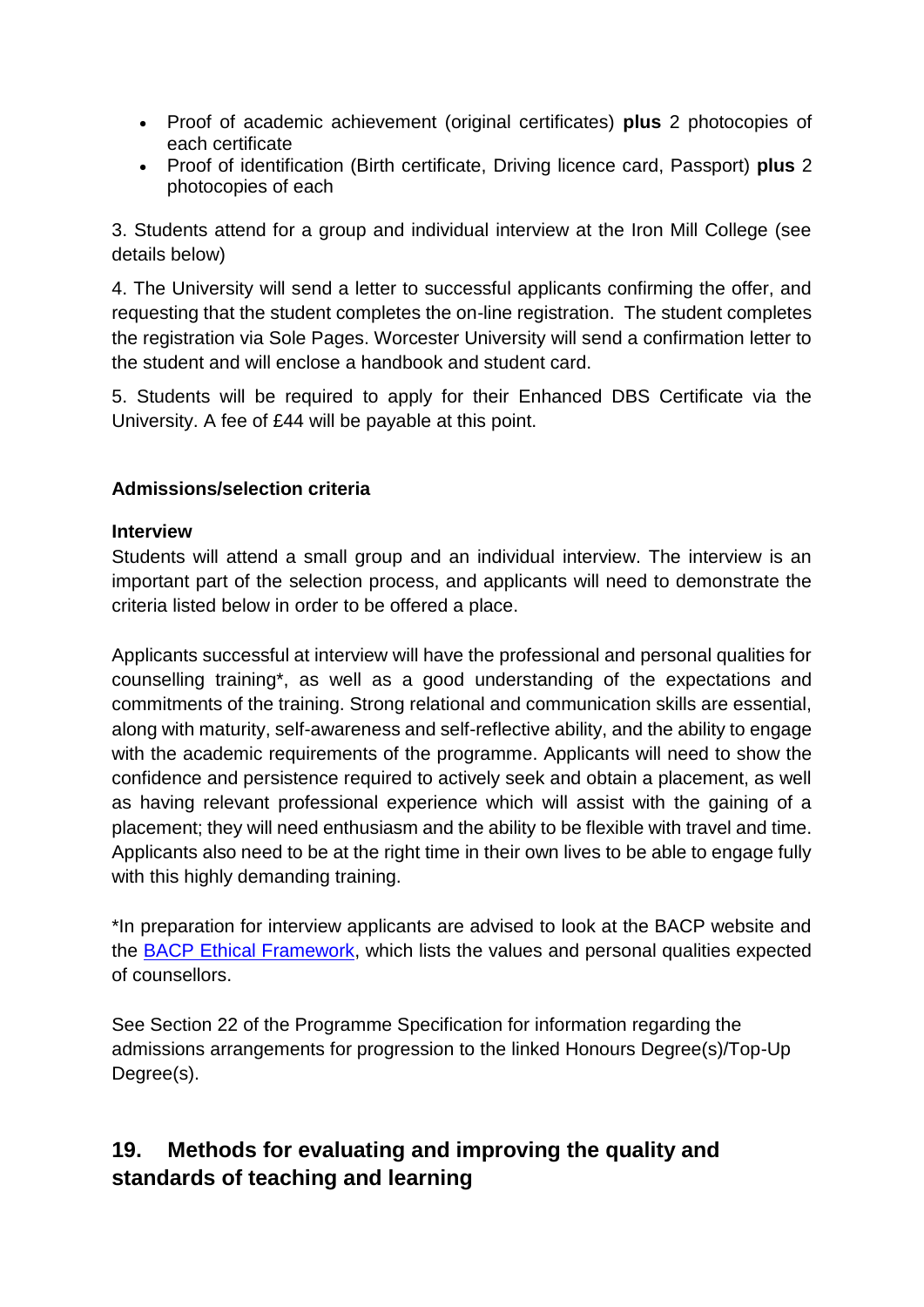- Proof of academic achievement (original certificates) **plus** 2 photocopies of each certificate
- Proof of identification (Birth certificate, Driving licence card, Passport) **plus** 2 photocopies of each

3. Students attend for a group and individual interview at the Iron Mill College (see details below)

4. The University will send a letter to successful applicants confirming the offer, and requesting that the student completes the on-line registration. The student completes the registration via Sole Pages. Worcester University will send a confirmation letter to the student and will enclose a handbook and student card.

5. Students will be required to apply for their Enhanced DBS Certificate via the University. A fee of £44 will be payable at this point.

**Admissions/selection criteria**

**Interview**

Students will attend a small group and an individual interview. The interview is an important part of the selection process, and applicants will need to demonstrate the criteria listed below in order to be offered a place.

Applicants successful at interview will have the professional and personal qualities for counselling training*, as well as a good understanding of the expectations and commitments of the training. Strong relational and communication skills are essential, along with maturity, self-awareness and self-reflective ability, and the ability to engage with the academic requirements of the programme. Applicants will need to show the confidence and persistence required to actively seek and obtain a placement, as well as having relevant professional experience which will assist with the gaining of a placement; they will need enthusiasm and the ability to be flexible with travel and time. Applicants also need to be at the right time in their own lives to be able to engage fully with this highly demanding training.

*In preparation for interview applicants are advised to look at the BACP website and the BACP Ethical Framework, which lists the values and personal qualities expected of counsellors.

See Section 22 of the Programme Specification for information regarding the admissions arrangements for progression to the linked Honours Degree(s)/Top-Up Degree(s).

## 19. Methods for evaluating and improving the quality and standards of teaching and learning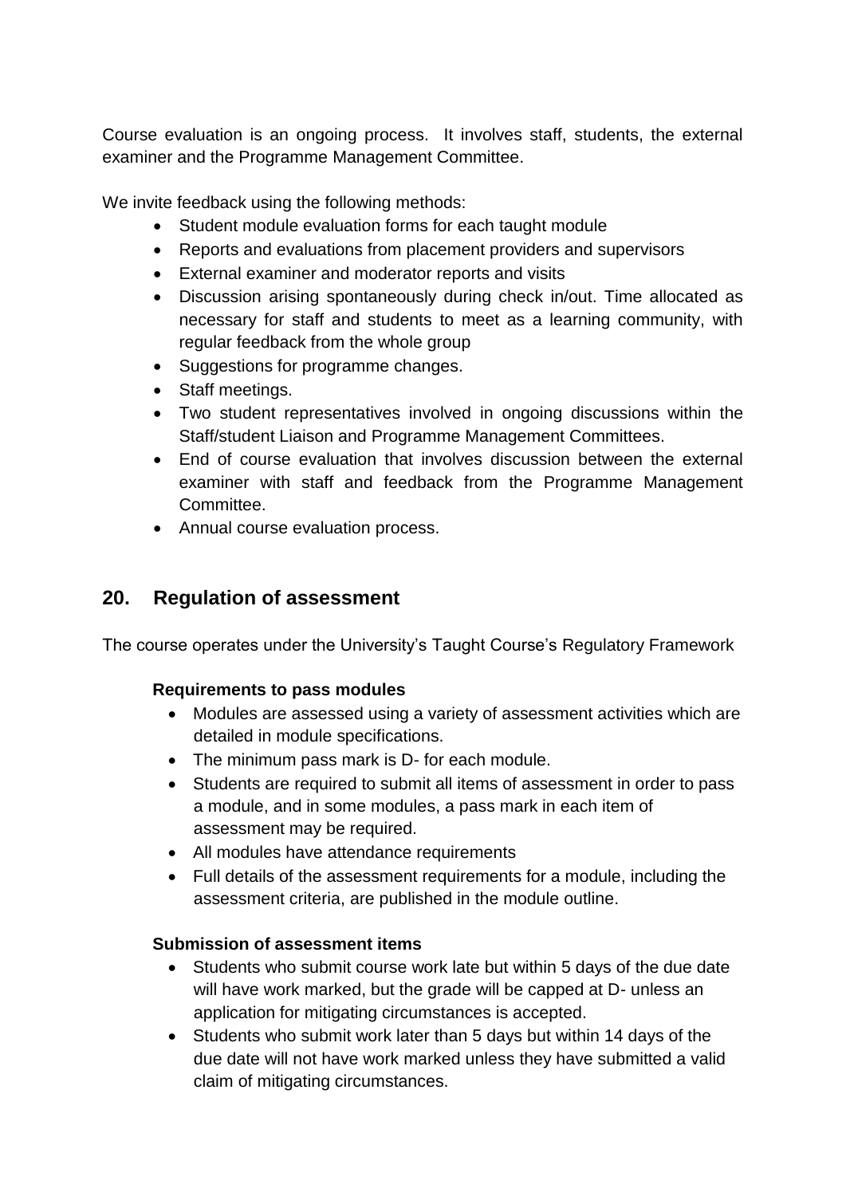Course evaluation is an ongoing process. It involves staff, students, the external examiner and the Programme Management Committee.

We invite feedback using the following methods:

- Student module evaluation forms for each taught module
- Reports and evaluations from placement providers and supervisors
- External examiner and moderator reports and visits
- Discussion arising spontaneously during check in/out. Time allocated as necessary for staff and students to meet as a learning community, with regular feedback from the whole group
- Suggestions for programme changes.
- Staff meetings.
- Two student representatives involved in ongoing discussions within the Staff/student Liaison and Programme Management Committees.
- End of course evaluation that involves discussion between the external examiner with staff and feedback from the Programme Management Committee.
- Annual course evaluation process.

## 20. Regulation of assessment

The course operates under the University's Taught Course's Regulatory Framework

**Requirements to pass modules**

- Modules are assessed using a variety of assessment activities which are detailed in module specifications.
- The minimum pass mark is D- for each module.
- Students are required to submit all items of assessment in order to pass a module, and in some modules, a pass mark in each item of assessment may be required.
- All modules have attendance requirements
- Full details of the assessment requirements for a module, including the assessment criteria, are published in the module outline.

**Submission of assessment items**

- Students who submit course work late but within 5 days of the due date will have work marked, but the grade will be capped at D- unless an application for mitigating circumstances is accepted.
- Students who submit work later than 5 days but within 14 days of the due date will not have work marked unless they have submitted a valid claim of mitigating circumstances.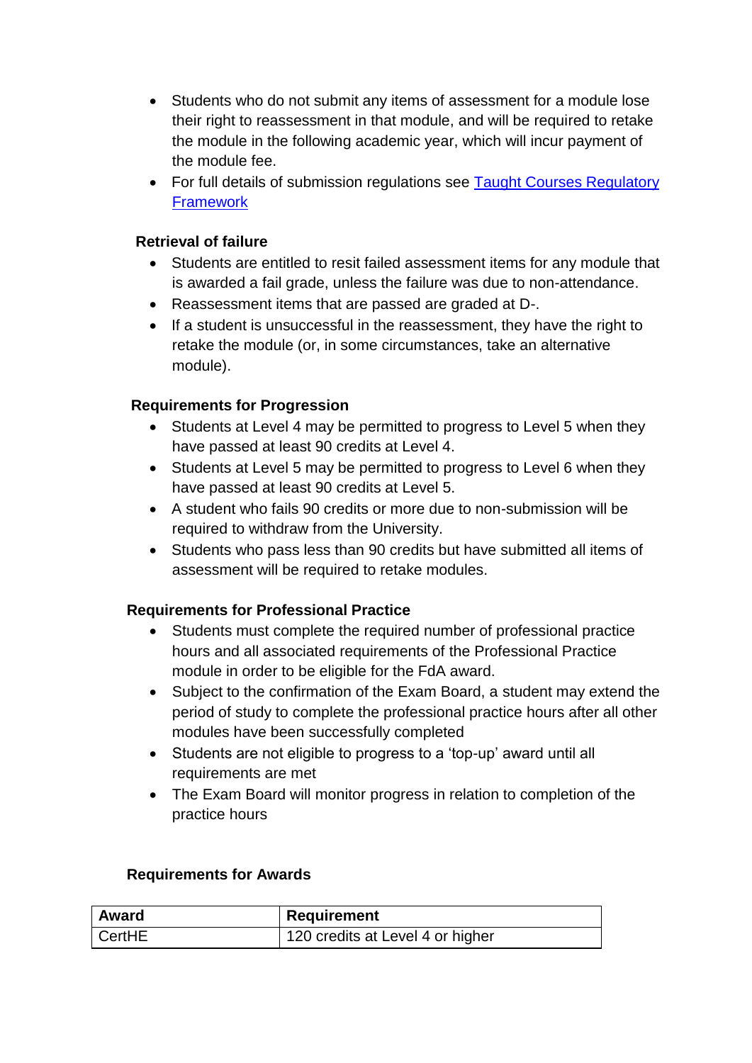- Students who do not submit any items of assessment for a module lose their right to reassessment in that module, and will be required to retake the module in the following academic year, which will incur payment of the module fee.
- For full details of submission regulations see [Taught Courses Regulatory Framework]

**Retrieval of failure**

- Students are entitled to resit failed assessment items for any module that is awarded a fail grade, unless the failure was due to non-attendance.
- Reassessment items that are passed are graded at D-.
- If a student is unsuccessful in the reassessment, they have the right to retake the module (or, in some circumstances, take an alternative module).

**Requirements for Progression**

- Students at Level 4 may be permitted to progress to Level 5 when they have passed at least 90 credits at Level 4.
- Students at Level 5 may be permitted to progress to Level 6 when they have passed at least 90 credits at Level 5.
- A student who fails 90 credits or more due to non-submission will be required to withdraw from the University.
- Students who pass less than 90 credits but have submitted all items of assessment will be required to retake modules.

**Requirements for Professional Practice**

- Students must complete the required number of professional practice hours and all associated requirements of the Professional Practice module in order to be eligible for the FdA award.
- Subject to the confirmation of the Exam Board, a student may extend the period of study to complete the professional practice hours after all other modules have been successfully completed
- Students are not eligible to progress to a 'top-up' award until all requirements are met
- The Exam Board will monitor progress in relation to completion of the practice hours

**Requirements for Awards**

| Award | Requirement |
|---|---|
| CertHE | 120 credits at Level 4 or higher |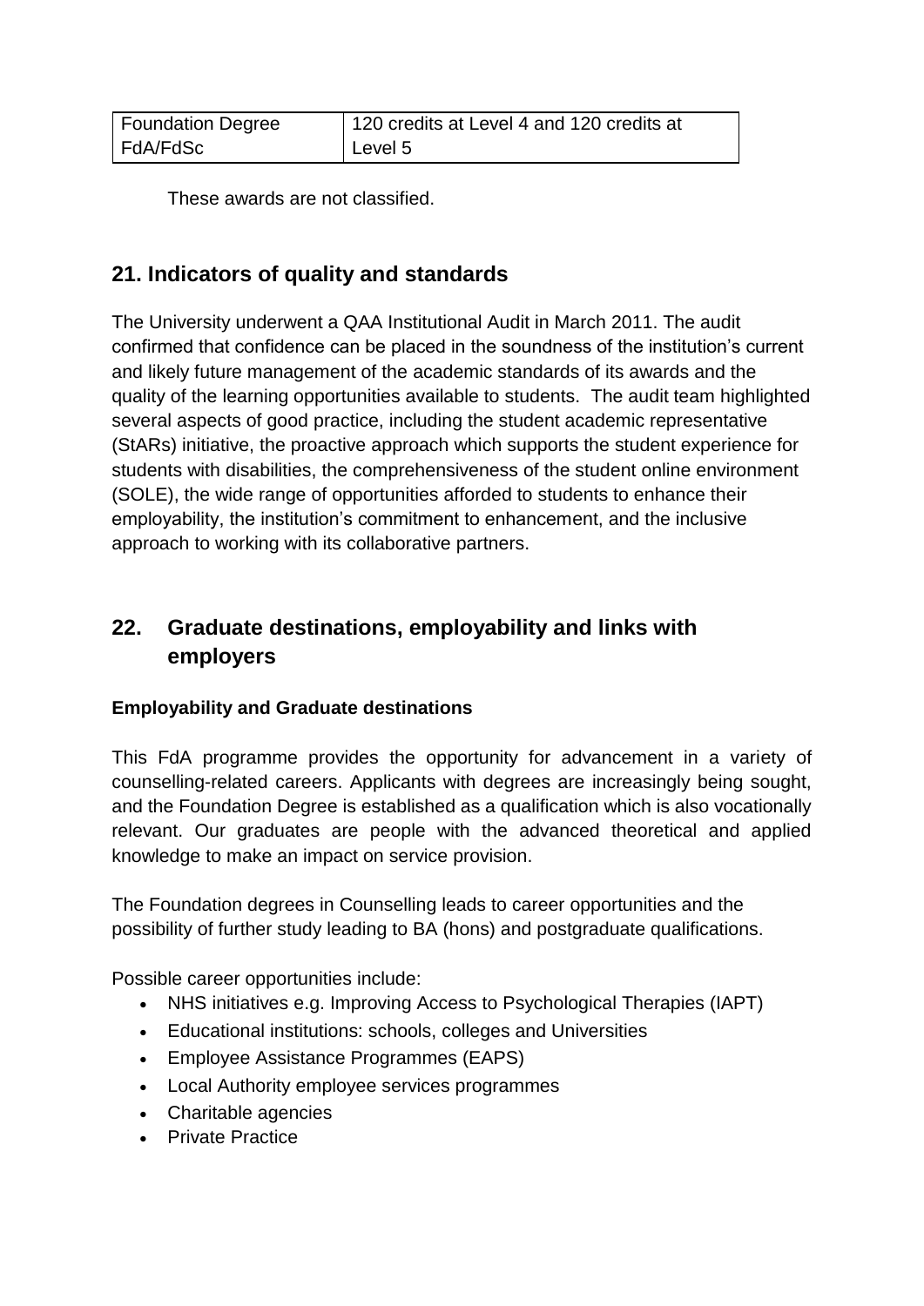| Foundation Degree FdA/FdSc | 120 credits at Level 4 and 120 credits at Level 5 |
|---|---|

These awards are not classified.

## 21. Indicators of quality and standards

The University underwent a QAA Institutional Audit in March 2011. The audit confirmed that confidence can be placed in the soundness of the institution's current and likely future management of the academic standards of its awards and the quality of the learning opportunities available to students. The audit team highlighted several aspects of good practice, including the student academic representative (StARs) initiative, the proactive approach which supports the student experience for students with disabilities, the comprehensiveness of the student online environment (SOLE), the wide range of opportunities afforded to students to enhance their employability, the institution's commitment to enhancement, and the inclusive approach to working with its collaborative partners.

## 22. Graduate destinations, employability and links with employers

**Employability and Graduate destinations**

This FdA programme provides the opportunity for advancement in a variety of counselling-related careers. Applicants with degrees are increasingly being sought, and the Foundation Degree is established as a qualification which is also vocationally relevant. Our graduates are people with the advanced theoretical and applied knowledge to make an impact on service provision.

The Foundation degrees in Counselling leads to career opportunities and the possibility of further study leading to BA (hons) and postgraduate qualifications.

Possible career opportunities include:

- NHS initiatives e.g. Improving Access to Psychological Therapies (IAPT)
- Educational institutions: schools, colleges and Universities
- Employee Assistance Programmes (EAPS)
- Local Authority employee services programmes
- Charitable agencies
- Private Practice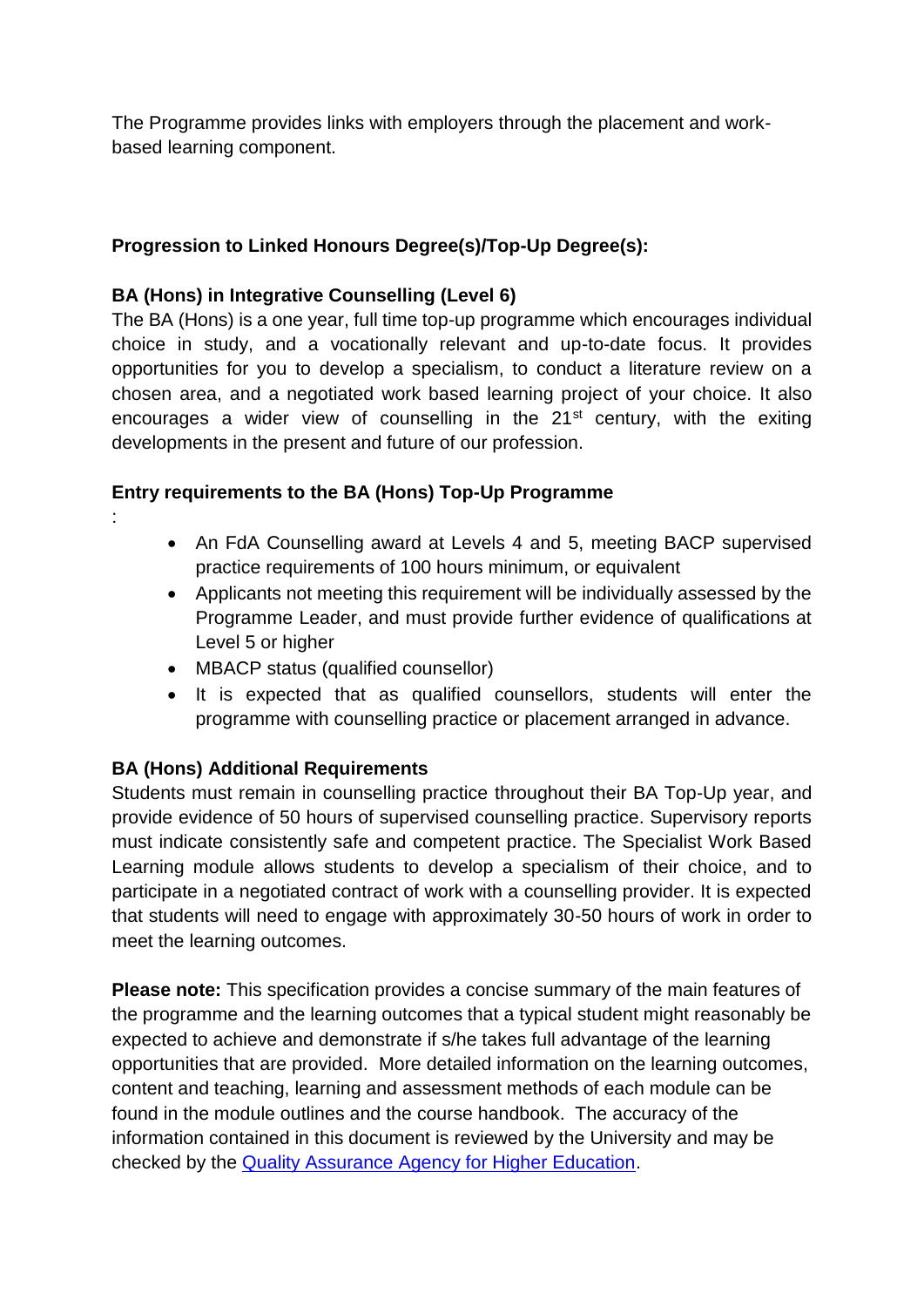The Programme provides links with employers through the placement and work-based learning component.

**Progression to Linked Honours Degree(s)/Top-Up Degree(s):**

**BA (Hons) in Integrative Counselling (Level 6)**

The BA (Hons) is a one year, full time top-up programme which encourages individual choice in study, and a vocationally relevant and up-to-date focus. It provides opportunities for you to develop a specialism, to conduct a literature review on a chosen area, and a negotiated work based learning project of your choice. It also encourages a wider view of counselling in the 21st century, with the exiting developments in the present and future of our profession.

**Entry requirements to the BA (Hons) Top-Up Programme**

:

- An FdA Counselling award at Levels 4 and 5, meeting BACP supervised practice requirements of 100 hours minimum, or equivalent
- Applicants not meeting this requirement will be individually assessed by the Programme Leader, and must provide further evidence of qualifications at Level 5 or higher
- MBACP status (qualified counsellor)
- It is expected that as qualified counsellors, students will enter the programme with counselling practice or placement arranged in advance.

**BA (Hons) Additional Requirements**

Students must remain in counselling practice throughout their BA Top-Up year, and provide evidence of 50 hours of supervised counselling practice. Supervisory reports must indicate consistently safe and competent practice. The Specialist Work Based Learning module allows students to develop a specialism of their choice, and to participate in a negotiated contract of work with a counselling provider. It is expected that students will need to engage with approximately 30-50 hours of work in order to meet the learning outcomes.

**Please note:** This specification provides a concise summary of the main features of the programme and the learning outcomes that a typical student might reasonably be expected to achieve and demonstrate if s/he takes full advantage of the learning opportunities that are provided. More detailed information on the learning outcomes, content and teaching, learning and assessment methods of each module can be found in the module outlines and the course handbook. The accuracy of the information contained in this document is reviewed by the University and may be checked by the Quality Assurance Agency for Higher Education.